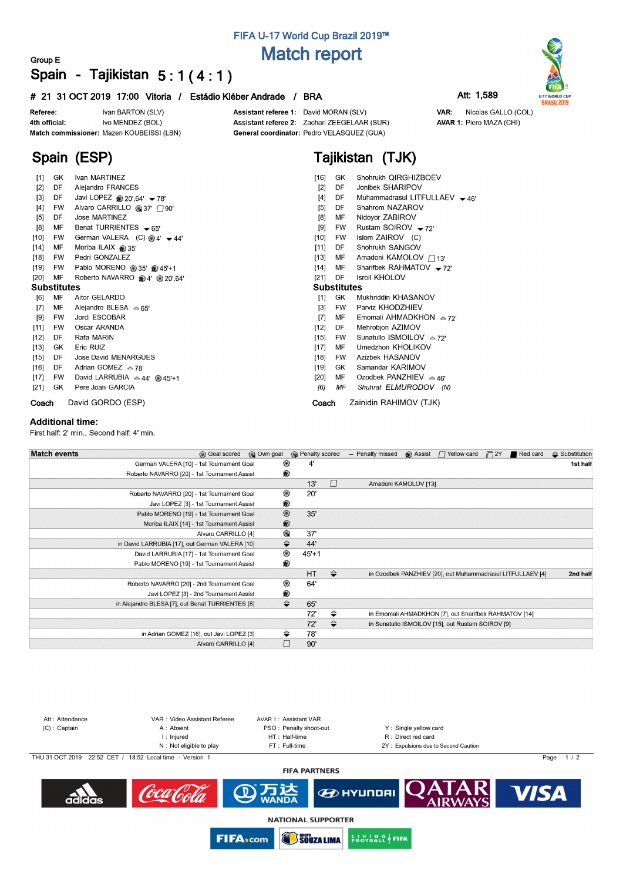FIFA U-17 World Cup Brazil 2019™

# Match report

Group E

## Spain - Tajikistan 5 : 1 ( 4 : 1 )

**# 21 31 OCT 2019 17:00 Vitoria / Estádio Kléber Andrade / BRA**

**Att: 1,589**

| | | | | | |
|---|---|---|---|---|---|
| **Referee:** | Ivan BARTON (SLV) | **Assistant referee 1:** | David MORAN (SLV) | **VAR:** | Nicolas GALLO (COL) |
| **4th official:** | Ivo MENDEZ (BOL) | **Assistant referee 2:** | Zachari ZEEGELAAR (SUR) | **AVAR 1:** | Piero MAZA (CHI) |
| **Match commissioner:** | Mazen KOUBEISSI (LBN) | **General coordinator:** | Pedro VELASQUEZ (GUA) | | |

## Spain (ESP)

| # | Pos | Player | Events |
|---|---|---|---|
| [1] | GK | Ivan MARTINEZ | |
| [2] | DF | Alejandro FRANCES | |
| [3] | DF | Javi LOPEZ | Assist 20',64'; Sub out 78' |
| [4] | FW | Alvaro CARRILLO | Own goal 37'; Yellow card 90' |
| [5] | DF | Jose MARTINEZ | |
| [8] | MF | Benat TURRIENTES | Sub out 65' |
| [10] | FW | German VALERA (C) | Goal 4'; Sub out 44' |
| [14] | MF | Moriba ILAIX | Assist 35' |
| [18] | FW | Pedri GONZALEZ | |
| [19] | FW | Pablo MORENO | Goal 35'; Assist 45'+1 |
| [20] | MF | Roberto NAVARRO | Assist 4'; Goal 20',64' |

### Substitutes

| # | Pos | Player | Events |
|---|---|---|---|
| [6] | MF | Aitor GELARDO | |
| [7] | MF | Alejandro BLESA | Sub in 65' |
| [9] | FW | Jordi ESCOBAR | |
| [11] | FW | Oscar ARANDA | |
| [12] | DF | Rafa MARIN | |
| [13] | GK | Eric RUIZ | |
| [15] | DF | Jose David MENARGUES | |
| [16] | DF | Adrian GOMEZ | Sub in 78' |
| [17] | FW | David LARRUBIA | Sub in 44'; Goal 45'+1 |
| [21] | GK | Pere Joan GARCIA | |

**Coach** David GORDO (ESP)

## Tajikistan (TJK)

| # | Pos | Player | Events |
|---|---|---|---|
| [16] | GK | Shohrukh QIRGHIZBOEV | |
| [2] | DF | Jonibek SHARIPOV | |
| [4] | DF | Muhammadrasul LITFULLAEV | Sub out 46' |
| [5] | DF | Shahrom NAZAROV | |
| [8] | MF | Nidoyor ZABIROV | |
| [9] | FW | Rustam SOIROV | Sub out 72' |
| [10] | FW | Islom ZAIROV (C) | |
| [11] | DF | Shohrukh SANGOV | |
| [13] | MF | Amadoni KAMOLOV | Yellow card 13' |
| [14] | MF | Sharifbek RAHMATOV | Sub out 72' |
| [21] | DF | Isroil KHOLOV | |

### Substitutes

| # | Pos | Player | Events |
|---|---|---|---|
| [1] | GK | Mukhriddin KHASANOV | |
| [3] | FW | Parviz KHODZHIEV | |
| [7] | MF | Emomali AHMADKHON | Sub in 72' |
| [12] | DF | Mehrobjon AZIMOV | |
| [15] | FW | Sunatullo ISMOILOV | Sub in 72' |
| [17] | MF | Umedzhon KHOLIKOV | |
| [18] | FW | Azizbek HASANOV | |
| [19] | GK | Samandar KARIMOV | |
| [20] | MF | Ozodbek PANZHIEV | Sub in 46' |
| *[6]* | *MF* | *Shuhrat ELMURODOV (N)* | |

**Coach** Zainidin RAHIMOV (TJK)

## Additional time:

First half: 2' min., Second half: 4' min.

## Match events

Legend: Goal scored, Own goal, Penalty scored, Penalty missed, Assist, Yellow card, 2Y, Red card, Substitution

| Spain | Event | Minute | Event | Tajikistan | |
|---|---|---|---|---|---|
| German VALERA [10] - 1st Tournament Goal | Goal | 4' | | | **1st half** |
| Roberto NAVARRO [20] - 1st Tournament Assist | Assist | | | | |
| | | 13' | Yellow card | Amadoni KAMOLOV [13] | |
| Roberto NAVARRO [20] - 1st Tournament Goal | Goal | 20' | | | |
| Javi LOPEZ [3] - 1st Tournament Assist | Assist | | | | |
| Pablo MORENO [19] - 1st Tournament Goal | Goal | 35' | | | |
| Moriba ILAIX [14] - 1st Tournament Assist | Assist | | | | |
| Alvaro CARRILLO [4] | Own goal | 37' | | | |
| in David LARRUBIA [17], out German VALERA [10] | Substitution | 44' | | | |
| David LARRUBIA [17] - 1st Tournament Goal | Goal | 45'+1 | | | |
| Pablo MORENO [19] - 1st Tournament Assist | Assist | | | | |
| | | HT | Substitution | in Ozodbek PANZHIEV [20], out Muhammadrasul LITFULLAEV [4] | **2nd half** |
| Roberto NAVARRO [20] - 2nd Tournament Goal | Goal | 64' | | | |
| Javi LOPEZ [3] - 2nd Tournament Assist | Assist | | | | |
| in Alejandro BLESA [7], out Benat TURRIENTES [8] | Substitution | 65' | | | |
| | | 72' | Substitution | in Emomali AHMADKHON [7], out Sharifbek RAHMATOV [14] | |
| | | 72' | Substitution | in Sunatullo ISMOILOV [15], out Rustam SOIROV [9] | |
| in Adrian GOMEZ [16], out Javi LOPEZ [3] | Substitution | 78' | | | |
| Alvaro CARRILLO [4] | Yellow card | 90' | | | |

Att : Attendance
(C) : Captain
VAR : Video Assistant Referee
A : Absent
I : Injured
N : Not eligible to play
AVAR 1 : Assistant VAR
PSO : Penalty shoot-out
HT : Half-time
FT : Full-time
Y : Single yellow card
R : Direct red card
2Y : Expulsions due to Second Caution

THU 31 OCT 2019 22:52 CET / 18:52 Local time - Version 1

FIFA PARTNERS

NATIONAL SUPPORTER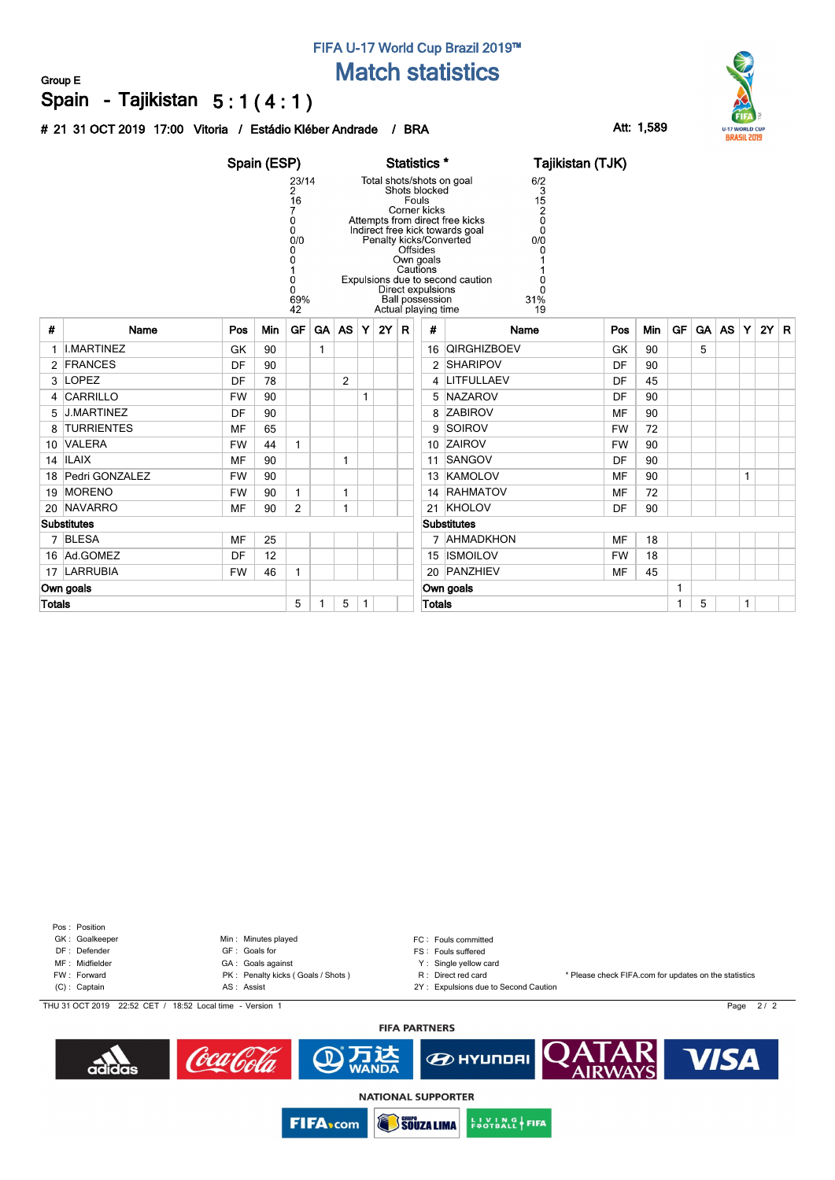FIFA U-17 World Cup Brazil 2019™

# Match statistics

Group E

## Spain - Tajikistan 5 : 1 ( 4 : 1 )

# 21 31 OCT 2019 17:00 Vitoria / Estádio Kléber Andrade / BRA

Att: 1,589

| Spain (ESP) | Statistics * | Tajikistan (TJK) |
|---|---|---|
| 23/14 | Total shots/shots on goal | 6/2 |
| 2 | Shots blocked | 3 |
| 16 | Fouls | 15 |
| 7 | Corner kicks | 2 |
| 0 | Attempts from direct free kicks | 0 |
| 0 | Indirect free kick towards goal | 0 |
| 0/0 | Penalty kicks/Converted | 0/0 |
| 0 | Offsides | 0 |
| 0 | Own goals | 1 |
| 1 | Cautions | 1 |
| 0 | Expulsions due to second caution | 0 |
| 0 | Direct expulsions | 0 |
| 69% | Ball possession | 31% |
| 42 | Actual playing time | 19 |

| # | Name | Pos | Min | GF | GA | AS | Y | 2Y | R |
|---|---|---|---|---|---|---|---|---|---|
| 1 | I.MARTINEZ | GK | 90 | | 1 | | | | |
| 2 | FRANCES | DF | 90 | | | | | | |
| 3 | LOPEZ | DF | 78 | | | 2 | | | |
| 4 | CARRILLO | FW | 90 | | | | 1 | | |
| 5 | J.MARTINEZ | DF | 90 | | | | | | |
| 8 | TURRIENTES | MF | 65 | | | | | | |
| 10 | VALERA | FW | 44 | 1 | | | | | |
| 14 | ILAIX | MF | 90 | | | 1 | | | |
| 18 | Pedri GONZALEZ | FW | 90 | | | | | | |
| 19 | MORENO | FW | 90 | 1 | | 1 | | | |
| 20 | NAVARRO | MF | 90 | 2 | | 1 | | | |
| **Substitutes** | | | | | | | | | |
| 7 | BLESA | MF | 25 | | | | | | |
| 16 | Ad.GOMEZ | DF | 12 | | | | | | |
| 17 | LARRUBIA | FW | 46 | 1 | | | | | |
| **Own goals** | | | | | | | | | |
| **Totals** | | | | 5 | 1 | 5 | 1 | | |

| # | Name | Pos | Min | GF | GA | AS | Y | 2Y | R |
|---|---|---|---|---|---|---|---|---|---|
| 16 | QIRGHIZBOEV | GK | 90 | | 5 | | | | |
| 2 | SHARIPOV | DF | 90 | | | | | | |
| 4 | LITFULLAEV | DF | 45 | | | | | | |
| 5 | NAZAROV | DF | 90 | | | | | | |
| 8 | ZABIROV | MF | 90 | | | | | | |
| 9 | SOIROV | FW | 72 | | | | | | |
| 10 | ZAIROV | FW | 90 | | | | | | |
| 11 | SANGOV | DF | 90 | | | | | | |
| 13 | KAMOLOV | MF | 90 | | | | 1 | | |
| 14 | RAHMATOV | MF | 72 | | | | | | |
| 21 | KHOLOV | DF | 90 | | | | | | |
| **Substitutes** | | | | | | | | | |
| 7 | AHMADKHON | MF | 18 | | | | | | |
| 15 | ISMOILOV | FW | 18 | | | | | | |
| 20 | PANZHIEV | MF | 45 | | | | | | |
| **Own goals** | | | | 1 | | | | | |
| **Totals** | | | | 1 | 5 | | 1 | | |

Pos : Position
GK : Goalkeeper
DF : Defender
MF : Midfielder
FW : Forward
(C) : Captain

Min : Minutes played
GF : Goals for
GA : Goals against
PK : Penalty kicks ( Goals / Shots )
AS : Assist

FC : Fouls committed
FS : Fouls suffered
Y : Single yellow card
R : Direct red card
2Y : Expulsions due to Second Caution

* Please check FIFA.com for updates on the statistics

THU 31 OCT 2019 22:52 CET / 18:52 Local time - Version 1

FIFA PARTNERS

NATIONAL SUPPORTER